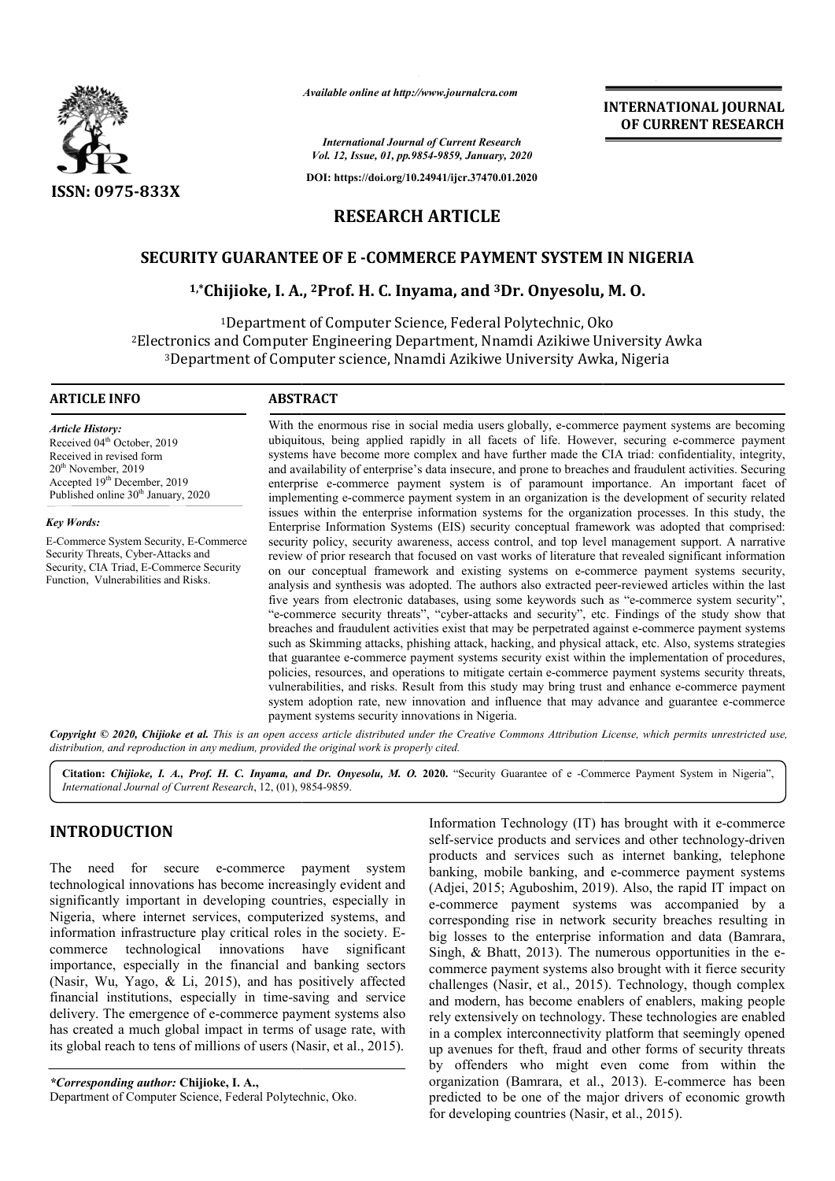# RESEARCH ARTICLE

## SECURITY GUARANTEE OF E -COMMERCE PAYMENT SYSTEM IN NIGERIA

**[1,*]Chijioke, I. A., [2]Prof. H. C. Inyama, and [3]Dr. Onyesolu, M. O.**

[1]Department of Computer Science, Federal Polytechnic, Oko

[2]Electronics and Computer Engineering Department, Nnamdi Azikiwe University Awka

[3]Department of Computer science, Nnamdi Azikiwe University Awka, Nigeria

### ARTICLE INFO

*Article History:*

Received 04th October, 2019
Received in revised form
20th November, 2019
Accepted 19th December, 2019
Published online 30th January, 2020

*Key Words:*

E-Commerce System Security, E-Commerce Security Threats, Cyber-Attacks and Security, CIA Triad, E-Commerce Security Function, Vulnerabilities and Risks.

### ABSTRACT

With the enormous rise in social media users globally, e-commerce payment systems are becoming ubiquitous, being applied rapidly in all facets of life. However, securing e-commerce payment systems have become more complex and have further made the CIA triad: confidentiality, integrity, and availability of enterprise's data insecure, and prone to breaches and fraudulent activities. Securing enterprise e-commerce payment system is of paramount importance. An important facet of implementing e-commerce payment system in an organization is the development of security related issues within the enterprise information systems for the organization processes. In this study, the Enterprise Information Systems (EIS) security conceptual framework was adopted that comprised: security policy, security awareness, access control, and top level management support. A narrative review of prior research that focused on vast works of literature that revealed significant information on our conceptual framework and existing systems on e-commerce payment systems security, analysis and synthesis was adopted. The authors also extracted peer-reviewed articles within the last five years from electronic databases, using some keywords such as "e-commerce system security", "e-commerce security threats", "cyber-attacks and security", etc. Findings of the study show that breaches and fraudulent activities exist that may be perpetrated against e-commerce payment systems such as Skimming attacks, phishing attack, hacking, and physical attack, etc. Also, systems strategies that guarantee e-commerce payment systems security exist within the implementation of procedures, policies, resources, and operations to mitigate certain e-commerce payment systems security threats, vulnerabilities, and risks. Result from this study may bring trust and enhance e-commerce payment system adoption rate, new innovation and influence that may advance and guarantee e-commerce payment systems security innovations in Nigeria.

*Copyright © 2020, Chijioke et al. This is an open access article distributed under the Creative Commons Attribution License, which permits unrestricted use, distribution, and reproduction in any medium, provided the original work is properly cited.*

**Citation:** ***Chijioke, I. A., Prof. H. C. Inyama, and Dr. Onyesolu, M. O.* 2020.** "Security Guarantee of e -Commerce Payment System in Nigeria", *International Journal of Current Research*, 12, (01), 9854-9859.

## INTRODUCTION

The need for secure e-commerce payment system technological innovations has become increasingly evident and significantly important in developing countries, especially in Nigeria, where internet services, computerized systems, and information infrastructure play critical roles in the society. E-commerce technological innovations have significant importance, especially in the financial and banking sectors (Nasir, Wu, Yago, & Li, 2015), and has positively affected financial institutions, especially in time-saving and service delivery. The emergence of e-commerce payment systems also has created a much global impact in terms of usage rate, with its global reach to tens of millions of users (Nasir, et al., 2015).

Information Technology (IT) has brought with it e-commerce self-service products and services and other technology-driven products and services such as internet banking, telephone banking, mobile banking, and e-commerce payment systems (Adjei, 2015; Aguboshim, 2019). Also, the rapid IT impact on e-commerce payment systems was accompanied by a corresponding rise in network security breaches resulting in big losses to the enterprise information and data (Bamrara, Singh, & Bhatt, 2013). The numerous opportunities in the e-commerce payment systems also brought with it fierce security challenges (Nasir, et al., 2015). Technology, though complex and modern, has become enablers of enablers, making people rely extensively on technology. These technologies are enabled in a complex interconnectivity platform that seemingly opened up avenues for theft, fraud and other forms of security threats by offenders who might even come from within the organization (Bamrara, et al., 2013). E-commerce has been predicted to be one of the major drivers of economic growth for developing countries (Nasir, et al., 2015).

*\*Corresponding author:* **Chijioke, I. A.,**
Department of Computer Science, Federal Polytechnic, Oko.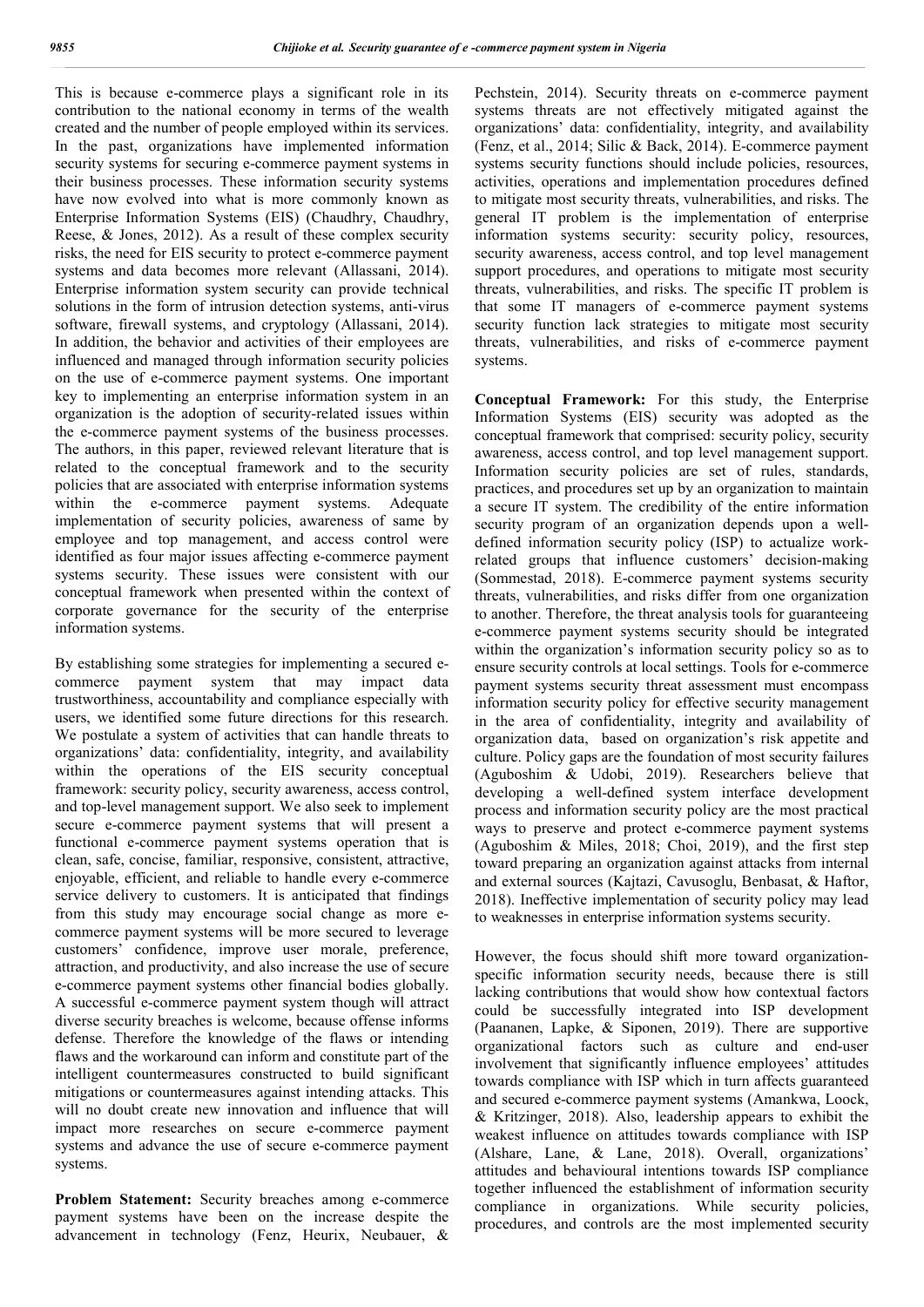This is because e-commerce plays a significant role in its contribution to the national economy in terms of the wealth created and the number of people employed within its services. In the past, organizations have implemented information security systems for securing e-commerce payment systems in their business processes. These information security systems have now evolved into what is more commonly known as Enterprise Information Systems (EIS) (Chaudhry, Chaudhry, Reese, & Jones, 2012). As a result of these complex security risks, the need for EIS security to protect e-commerce payment systems and data becomes more relevant (Allassani, 2014). Enterprise information system security can provide technical solutions in the form of intrusion detection systems, anti-virus software, firewall systems, and cryptology (Allassani, 2014). In addition, the behavior and activities of their employees are influenced and managed through information security policies on the use of e-commerce payment systems. One important key to implementing an enterprise information system in an organization is the adoption of security-related issues within the e-commerce payment systems of the business processes. The authors, in this paper, reviewed relevant literature that is related to the conceptual framework and to the security policies that are associated with enterprise information systems within the e-commerce payment systems. Adequate implementation of security policies, awareness of same by employee and top management, and access control were identified as four major issues affecting e-commerce payment systems security. These issues were consistent with our conceptual framework when presented within the context of corporate governance for the security of the enterprise information systems.

By establishing some strategies for implementing a secured e-commerce payment system that may impact data trustworthiness, accountability and compliance especially with users, we identified some future directions for this research. We postulate a system of activities that can handle threats to organizations' data: confidentiality, integrity, and availability within the operations of the EIS security conceptual framework: security policy, security awareness, access control, and top-level management support. We also seek to implement secure e-commerce payment systems that will present a functional e-commerce payment systems operation that is clean, safe, concise, familiar, responsive, consistent, attractive, enjoyable, efficient, and reliable to handle every e-commerce service delivery to customers. It is anticipated that findings from this study may encourage social change as more e-commerce payment systems will be more secured to leverage customers' confidence, improve user morale, preference, attraction, and productivity, and also increase the use of secure e-commerce payment systems other financial bodies globally. A successful e-commerce payment system though will attract diverse security breaches is welcome, because offense informs defense. Therefore the knowledge of the flaws or intending flaws and the workaround can inform and constitute part of the intelligent countermeasures constructed to build significant mitigations or countermeasures against intending attacks. This will no doubt create new innovation and influence that will impact more researches on secure e-commerce payment systems and advance the use of secure e-commerce payment systems.

**Problem Statement:** Security breaches among e-commerce payment systems have been on the increase despite the advancement in technology (Fenz, Heurix, Neubauer, & Pechstein, 2014). Security threats on e-commerce payment systems threats are not effectively mitigated against the organizations' data: confidentiality, integrity, and availability (Fenz, et al., 2014; Silic & Back, 2014). E-commerce payment systems security functions should include policies, resources, activities, operations and implementation procedures defined to mitigate most security threats, vulnerabilities, and risks. The general IT problem is the implementation of enterprise information systems security: security policy, resources, security awareness, access control, and top level management support procedures, and operations to mitigate most security threats, vulnerabilities, and risks. The specific IT problem is that some IT managers of e-commerce payment systems security function lack strategies to mitigate most security threats, vulnerabilities, and risks of e-commerce payment systems.

**Conceptual Framework:** For this study, the Enterprise Information Systems (EIS) security was adopted as the conceptual framework that comprised: security policy, security awareness, access control, and top level management support. Information security policies are set of rules, standards, practices, and procedures set up by an organization to maintain a secure IT system. The credibility of the entire information security program of an organization depends upon a well-defined information security policy (ISP) to actualize work-related groups that influence customers' decision-making (Sommestad, 2018). E-commerce payment systems security threats, vulnerabilities, and risks differ from one organization to another. Therefore, the threat analysis tools for guaranteeing e-commerce payment systems security should be integrated within the organization's information security policy so as to ensure security controls at local settings. Tools for e-commerce payment systems security threat assessment must encompass information security policy for effective security management in the area of confidentiality, integrity and availability of organization data, based on organization's risk appetite and culture. Policy gaps are the foundation of most security failures (Aguboshim & Udobi, 2019). Researchers believe that developing a well-defined system interface development process and information security policy are the most practical ways to preserve and protect e-commerce payment systems (Aguboshim & Miles, 2018; Choi, 2019), and the first step toward preparing an organization against attacks from internal and external sources (Kajtazi, Cavusoglu, Benbasat, & Haftor, 2018). Ineffective implementation of security policy may lead to weaknesses in enterprise information systems security.

However, the focus should shift more toward organization-specific information security needs, because there is still lacking contributions that would show how contextual factors could be successfully integrated into ISP development (Paananen, Lapke, & Siponen, 2019). There are supportive organizational factors such as culture and end-user involvement that significantly influence employees' attitudes towards compliance with ISP which in turn affects guaranteed and secured e-commerce payment systems (Amankwa, Loock, & Kritzinger, 2018). Also, leadership appears to exhibit the weakest influence on attitudes towards compliance with ISP (Alshare, Lane, & Lane, 2018). Overall, organizations' attitudes and behavioural intentions towards ISP compliance together influenced the establishment of information security compliance in organizations. While security policies, procedures, and controls are the most implemented security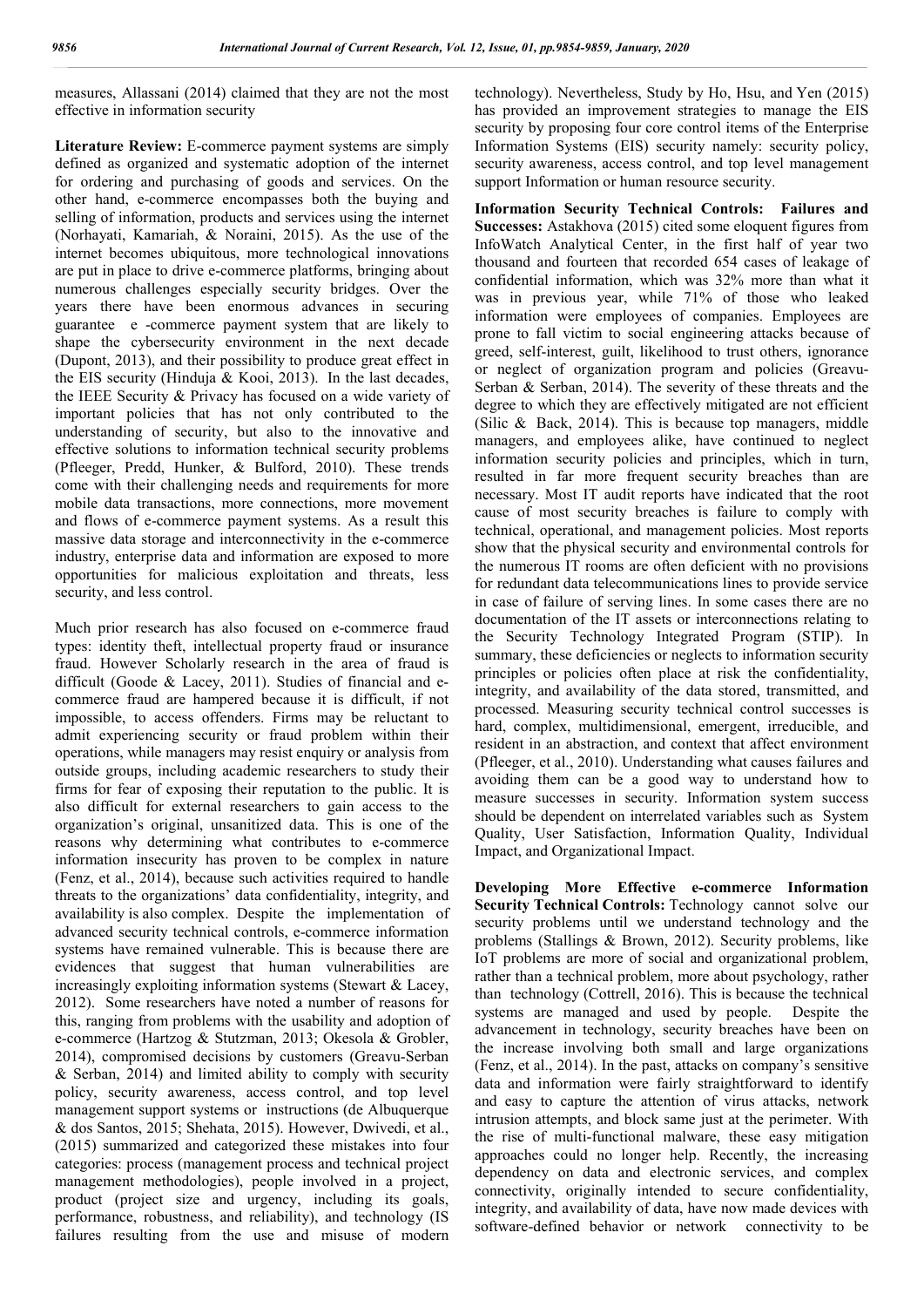measures, Allassani (2014) claimed that they are not the most effective in information security

**Literature Review:** E-commerce payment systems are simply defined as organized and systematic adoption of the internet for ordering and purchasing of goods and services. On the other hand, e-commerce encompasses both the buying and selling of information, products and services using the internet (Norhayati, Kamariah, & Noraini, 2015). As the use of the internet becomes ubiquitous, more technological innovations are put in place to drive e-commerce platforms, bringing about numerous challenges especially security bridges. Over the years there have been enormous advances in securing guarantee e -commerce payment system that are likely to shape the cybersecurity environment in the next decade (Dupont, 2013), and their possibility to produce great effect in the EIS security (Hinduja & Kooi, 2013). In the last decades, the IEEE Security & Privacy has focused on a wide variety of important policies that has not only contributed to the understanding of security, but also to the innovative and effective solutions to information technical security problems (Pfleeger, Predd, Hunker, & Bulford, 2010). These trends come with their challenging needs and requirements for more mobile data transactions, more connections, more movement and flows of e-commerce payment systems. As a result this massive data storage and interconnectivity in the e-commerce industry, enterprise data and information are exposed to more opportunities for malicious exploitation and threats, less security, and less control.

Much prior research has also focused on e-commerce fraud types: identity theft, intellectual property fraud or insurance fraud. However Scholarly research in the area of fraud is difficult (Goode & Lacey, 2011). Studies of financial and e-commerce fraud are hampered because it is difficult, if not impossible, to access offenders. Firms may be reluctant to admit experiencing security or fraud problem within their operations, while managers may resist enquiry or analysis from outside groups, including academic researchers to study their firms for fear of exposing their reputation to the public. It is also difficult for external researchers to gain access to the organization's original, unsanitized data. This is one of the reasons why determining what contributes to e-commerce information insecurity has proven to be complex in nature (Fenz, et al., 2014), because such activities required to handle threats to the organizations' data confidentiality, integrity, and availability is also complex. Despite the implementation of advanced security technical controls, e-commerce information systems have remained vulnerable. This is because there are evidences that suggest that human vulnerabilities are increasingly exploiting information systems (Stewart & Lacey, 2012). Some researchers have noted a number of reasons for this, ranging from problems with the usability and adoption of e-commerce (Hartzog & Stutzman, 2013; Okesola & Grobler, 2014), compromised decisions by customers (Greavu-Serban & Serban, 2014) and limited ability to comply with security policy, security awareness, access control, and top level management support systems or instructions (de Albuquerque & dos Santos, 2015; Shehata, 2015). However, Dwivedi, et al., (2015) summarized and categorized these mistakes into four categories: process (management process and technical project management methodologies), people involved in a project, product (project size and urgency, including its goals, performance, robustness, and reliability), and technology (IS failures resulting from the use and misuse of modern technology). Nevertheless, Study by Ho, Hsu, and Yen (2015) has provided an improvement strategies to manage the EIS security by proposing four core control items of the Enterprise Information Systems (EIS) security namely: security policy, security awareness, access control, and top level management support Information or human resource security.

**Information Security Technical Controls: Failures and Successes:** Astakhova (2015) cited some eloquent figures from InfoWatch Analytical Center, in the first half of year two thousand and fourteen that recorded 654 cases of leakage of confidential information, which was 32% more than what it was in previous year, while 71% of those who leaked information were employees of companies. Employees are prone to fall victim to social engineering attacks because of greed, self-interest, guilt, likelihood to trust others, ignorance or neglect of organization program and policies (Greavu-Serban & Serban, 2014). The severity of these threats and the degree to which they are effectively mitigated are not efficient (Silic & Back, 2014). This is because top managers, middle managers, and employees alike, have continued to neglect information security policies and principles, which in turn, resulted in far more frequent security breaches than are necessary. Most IT audit reports have indicated that the root cause of most security breaches is failure to comply with technical, operational, and management policies. Most reports show that the physical security and environmental controls for the numerous IT rooms are often deficient with no provisions for redundant data telecommunications lines to provide service in case of failure of serving lines. In some cases there are no documentation of the IT assets or interconnections relating to the Security Technology Integrated Program (STIP). In summary, these deficiencies or neglects to information security principles or policies often place at risk the confidentiality, integrity, and availability of the data stored, transmitted, and processed. Measuring security technical control successes is hard, complex, multidimensional, emergent, irreducible, and resident in an abstraction, and context that affect environment (Pfleeger, et al., 2010). Understanding what causes failures and avoiding them can be a good way to understand how to measure successes in security. Information system success should be dependent on interrelated variables such as System Quality, User Satisfaction, Information Quality, Individual Impact, and Organizational Impact.

**Developing More Effective e-commerce Information Security Technical Controls:** Technology cannot solve our security problems until we understand technology and the problems (Stallings & Brown, 2012). Security problems, like IoT problems are more of social and organizational problem, rather than a technical problem, more about psychology, rather than technology (Cottrell, 2016). This is because the technical systems are managed and used by people. Despite the advancement in technology, security breaches have been on the increase involving both small and large organizations (Fenz, et al., 2014). In the past, attacks on company's sensitive data and information were fairly straightforward to identify and easy to capture the attention of virus attacks, network intrusion attempts, and block same just at the perimeter. With the rise of multi-functional malware, these easy mitigation approaches could no longer help. Recently, the increasing dependency on data and electronic services, and complex connectivity, originally intended to secure confidentiality, integrity, and availability of data, have now made devices with software-defined behavior or network connectivity to be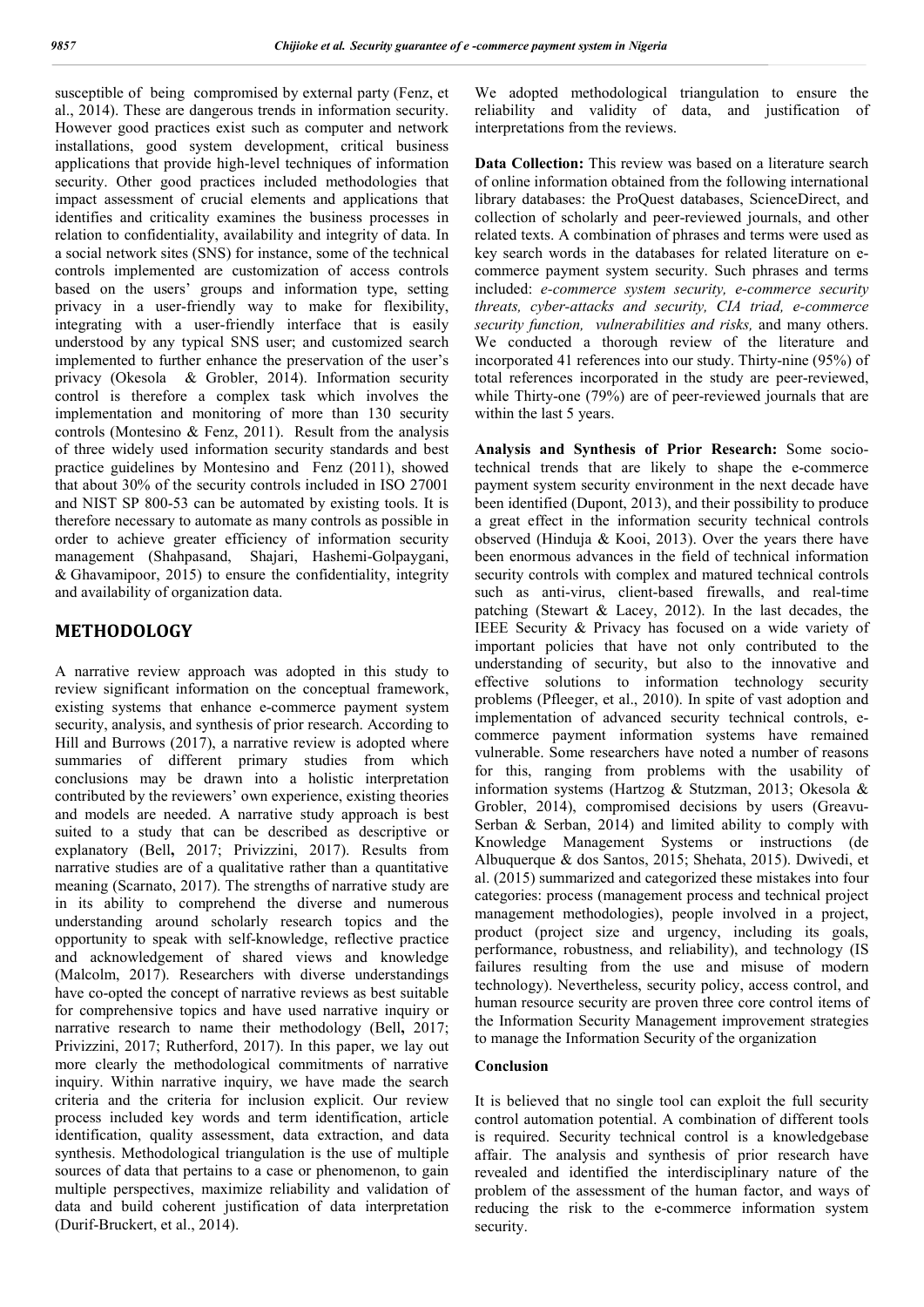susceptible of being compromised by external party (Fenz, et al., 2014). These are dangerous trends in information security. However good practices exist such as computer and network installations, good system development, critical business applications that provide high-level techniques of information security. Other good practices included methodologies that impact assessment of crucial elements and applications that identifies and criticality examines the business processes in relation to confidentiality, availability and integrity of data. In a social network sites (SNS) for instance, some of the technical controls implemented are customization of access controls based on the users' groups and information type, setting privacy in a user-friendly way to make for flexibility, integrating with a user-friendly interface that is easily understood by any typical SNS user; and customized search implemented to further enhance the preservation of the user's privacy (Okesola & Grobler, 2014). Information security control is therefore a complex task which involves the implementation and monitoring of more than 130 security controls (Montesino & Fenz, 2011). Result from the analysis of three widely used information security standards and best practice guidelines by Montesino and Fenz (2011), showed that about 30% of the security controls included in ISO 27001 and NIST SP 800-53 can be automated by existing tools. It is therefore necessary to automate as many controls as possible in order to achieve greater efficiency of information security management (Shahpasand, Shajari, Hashemi-Golpaygani, & Ghavamipoor, 2015) to ensure the confidentiality, integrity and availability of organization data.

## METHODOLOGY

A narrative review approach was adopted in this study to review significant information on the conceptual framework, existing systems that enhance e-commerce payment system security, analysis, and synthesis of prior research. According to Hill and Burrows (2017), a narrative review is adopted where summaries of different primary studies from which conclusions may be drawn into a holistic interpretation contributed by the reviewers' own experience, existing theories and models are needed. A narrative study approach is best suited to a study that can be described as descriptive or explanatory (Bell**,** 2017; Privizzini, 2017). Results from narrative studies are of a qualitative rather than a quantitative meaning (Scarnato, 2017). The strengths of narrative study are in its ability to comprehend the diverse and numerous understanding around scholarly research topics and the opportunity to speak with self-knowledge, reflective practice and acknowledgement of shared views and knowledge (Malcolm, 2017). Researchers with diverse understandings have co-opted the concept of narrative reviews as best suitable for comprehensive topics and have used narrative inquiry or narrative research to name their methodology (Bell**,** 2017; Privizzini, 2017; Rutherford, 2017). In this paper, we lay out more clearly the methodological commitments of narrative inquiry. Within narrative inquiry, we have made the search criteria and the criteria for inclusion explicit. Our review process included key words and term identification, article identification, quality assessment, data extraction, and data synthesis. Methodological triangulation is the use of multiple sources of data that pertains to a case or phenomenon, to gain multiple perspectives, maximize reliability and validation of data and build coherent justification of data interpretation (Durif-Bruckert, et al., 2014).

We adopted methodological triangulation to ensure the reliability and validity of data, and justification of interpretations from the reviews.

**Data Collection:** This review was based on a literature search of online information obtained from the following international library databases: the ProQuest databases, ScienceDirect, and collection of scholarly and peer-reviewed journals, and other related texts. A combination of phrases and terms were used as key search words in the databases for related literature on e-commerce payment system security. Such phrases and terms included: *e-commerce system security, e-commerce security threats, cyber-attacks and security, CIA triad, e-commerce security function, vulnerabilities and risks,* and many others. We conducted a thorough review of the literature and incorporated 41 references into our study. Thirty-nine (95%) of total references incorporated in the study are peer-reviewed, while Thirty-one (79%) are of peer-reviewed journals that are within the last 5 years.

**Analysis and Synthesis of Prior Research:** Some socio-technical trends that are likely to shape the e-commerce payment system security environment in the next decade have been identified (Dupont, 2013), and their possibility to produce a great effect in the information security technical controls observed (Hinduja & Kooi, 2013). Over the years there have been enormous advances in the field of technical information security controls with complex and matured technical controls such as anti-virus, client-based firewalls, and real-time patching (Stewart & Lacey, 2012). In the last decades, the IEEE Security & Privacy has focused on a wide variety of important policies that have not only contributed to the understanding of security, but also to the innovative and effective solutions to information technology security problems (Pfleeger, et al., 2010). In spite of vast adoption and implementation of advanced security technical controls, e-commerce payment information systems have remained vulnerable. Some researchers have noted a number of reasons for this, ranging from problems with the usability of information systems (Hartzog & Stutzman, 2013; Okesola & Grobler, 2014), compromised decisions by users (Greavu-Serban & Serban, 2014) and limited ability to comply with Knowledge Management Systems or instructions (de Albuquerque & dos Santos, 2015; Shehata, 2015). Dwivedi, et al. (2015) summarized and categorized these mistakes into four categories: process (management process and technical project management methodologies), people involved in a project, product (project size and urgency, including its goals, performance, robustness, and reliability), and technology (IS failures resulting from the use and misuse of modern technology). Nevertheless, security policy, access control, and human resource security are proven three core control items of the Information Security Management improvement strategies to manage the Information Security of the organization

### Conclusion

It is believed that no single tool can exploit the full security control automation potential. A combination of different tools is required. Security technical control is a knowledgebase affair. The analysis and synthesis of prior research have revealed and identified the interdisciplinary nature of the problem of the assessment of the human factor, and ways of reducing the risk to the e-commerce information system security.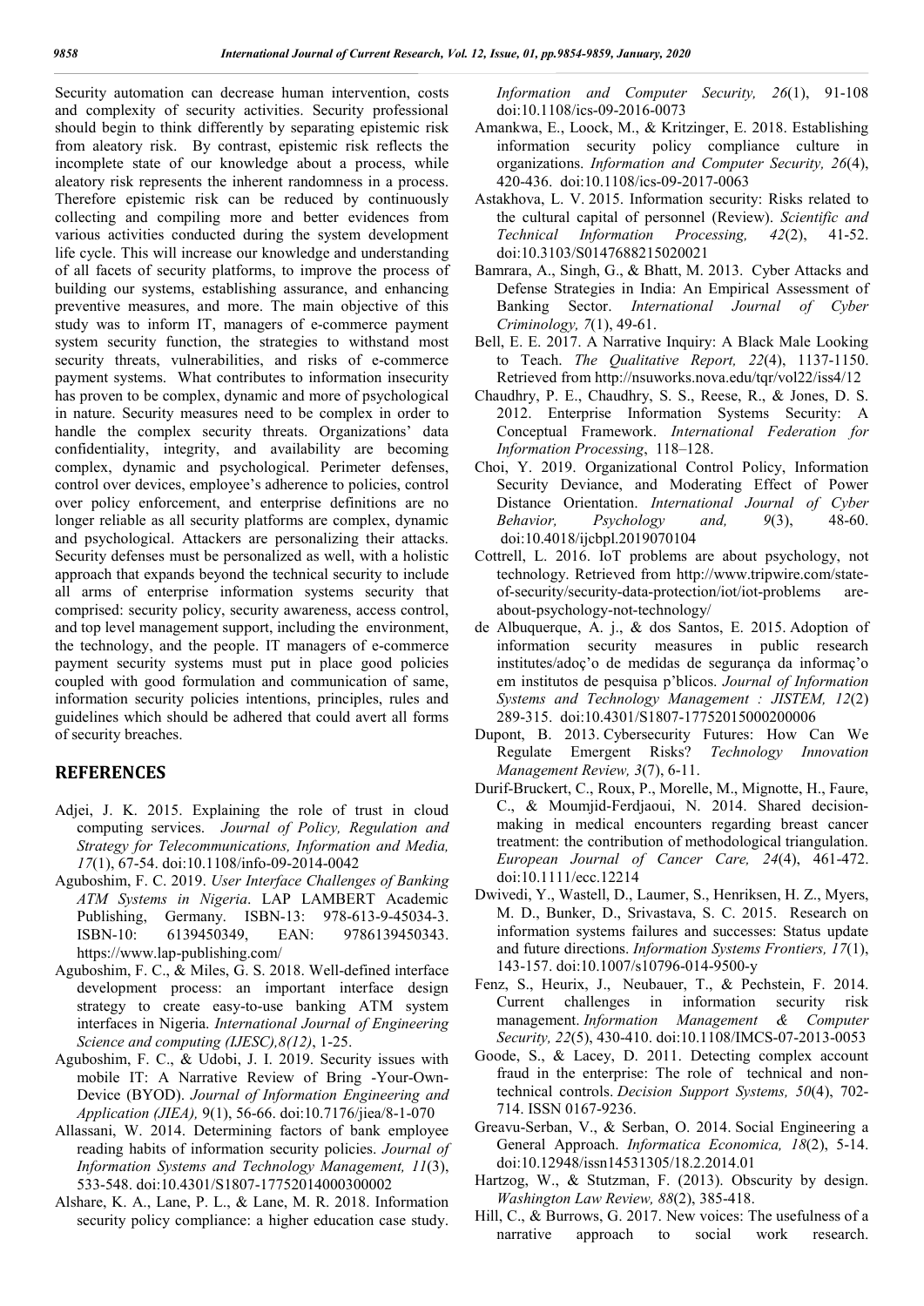Security automation can decrease human intervention, costs and complexity of security activities. Security professional should begin to think differently by separating epistemic risk from aleatory risk. By contrast, epistemic risk reflects the incomplete state of our knowledge about a process, while aleatory risk represents the inherent randomness in a process. Therefore epistemic risk can be reduced by continuously collecting and compiling more and better evidences from various activities conducted during the system development life cycle. This will increase our knowledge and understanding of all facets of security platforms, to improve the process of building our systems, establishing assurance, and enhancing preventive measures, and more. The main objective of this study was to inform IT, managers of e-commerce payment system security function, the strategies to withstand most security threats, vulnerabilities, and risks of e-commerce payment systems. What contributes to information insecurity has proven to be complex, dynamic and more of psychological in nature. Security measures need to be complex in order to handle the complex security threats. Organizations' data confidentiality, integrity, and availability are becoming complex, dynamic and psychological. Perimeter defenses, control over devices, employee's adherence to policies, control over policy enforcement, and enterprise definitions are no longer reliable as all security platforms are complex, dynamic and psychological. Attackers are personalizing their attacks. Security defenses must be personalized as well, with a holistic approach that expands beyond the technical security to include all arms of enterprise information systems security that comprised: security policy, security awareness, access control, and top level management support, including the environment, the technology, and the people. IT managers of e-commerce payment security systems must put in place good policies coupled with good formulation and communication of same, information security policies intentions, principles, rules and guidelines which should be adhered that could avert all forms of security breaches.

## REFERENCES

- Adjei, J. K. 2015. Explaining the role of trust in cloud computing services. *Journal of Policy, Regulation and Strategy for Telecommunications, Information and Media, 17*(1), 67-54. doi:10.1108/info-09-2014-0042
- Aguboshim, F. C. 2019. *User Interface Challenges of Banking ATM Systems in Nigeria*. LAP LAMBERT Academic Publishing, Germany. ISBN-13: 978-613-9-45034-3. ISBN-10: 6139450349, EAN: 9786139450343. https://www.lap-publishing.com/
- Aguboshim, F. C., & Miles, G. S. 2018. Well-defined interface development process: an important interface design strategy to create easy-to-use banking ATM system interfaces in Nigeria. *International Journal of Engineering Science and computing (IJESC),8(12)*, 1-25.
- Aguboshim, F. C., & Udobi, J. I. 2019. Security issues with mobile IT: A Narrative Review of Bring -Your-Own-Device (BYOD). *Journal of Information Engineering and Application (JIEA),* 9(1), 56-66. doi:10.7176/jiea/8-1-070
- Allassani, W. 2014. Determining factors of bank employee reading habits of information security policies. *Journal of Information Systems and Technology Management, 11*(3), 533-548. doi:10.4301/S1807-17752014000300002
- Alshare, K. A., Lane, P. L., & Lane, M. R. 2018. Information security policy compliance: a higher education case study. *Information and Computer Security, 26*(1), 91-108 doi:10.1108/ics-09-2016-0073
- Amankwa, E., Loock, M., & Kritzinger, E. 2018. Establishing information security policy compliance culture in organizations. *Information and Computer Security, 26*(4), 420-436. doi:10.1108/ics-09-2017-0063
- Astakhova, L. V. 2015. Information security: Risks related to the cultural capital of personnel (Review). *Scientific and Technical Information Processing, 42*(2), 41-52. doi:10.3103/S0147688215020021
- Bamrara, A., Singh, G., & Bhatt, M. 2013. Cyber Attacks and Defense Strategies in India: An Empirical Assessment of Banking Sector. *International Journal of Cyber Criminology, 7*(1), 49-61.
- Bell, E. E. 2017. A Narrative Inquiry: A Black Male Looking to Teach. *The Qualitative Report, 22*(4), 1137-1150. Retrieved from http://nsuworks.nova.edu/tqr/vol22/iss4/12
- Chaudhry, P. E., Chaudhry, S. S., Reese, R., & Jones, D. S. 2012. Enterprise Information Systems Security: A Conceptual Framework. *International Federation for Information Processing*, 118–128.
- Choi, Y. 2019. Organizational Control Policy, Information Security Deviance, and Moderating Effect of Power Distance Orientation. *International Journal of Cyber Behavior, Psychology and, 9*(3), 48-60. doi:10.4018/ijcbpl.2019070104
- Cottrell, L. 2016. IoT problems are about psychology, not technology. Retrieved from http://www.tripwire.com/state-of-security/security-data-protection/iot/iot-problems are-about-psychology-not-technology/
- de Albuquerque, A. j., & dos Santos, E. 2015. Adoption of information security measures in public research institutes/adoç'o de medidas de segurança da informaç'o em institutos de pesquisa p'blicos. *Journal of Information Systems and Technology Management : JISTEM, 12*(2) 289-315. doi:10.4301/S1807-17752015000200006
- Dupont, B. 2013. Cybersecurity Futures: How Can We Regulate Emergent Risks? *Technology Innovation Management Review, 3*(7), 6-11.
- Durif-Bruckert, C., Roux, P., Morelle, M., Mignotte, H., Faure, C., & Moumjid-Ferdjaoui, N. 2014. Shared decision-making in medical encounters regarding breast cancer treatment: the contribution of methodological triangulation. *European Journal of Cancer Care, 24*(4), 461-472. doi:10.1111/ecc.12214
- Dwivedi, Y., Wastell, D., Laumer, S., Henriksen, H. Z., Myers, M. D., Bunker, D., Srivastava, S. C. 2015. Research on information systems failures and successes: Status update and future directions. *Information Systems Frontiers, 17*(1), 143-157. doi:10.1007/s10796-014-9500-y
- Fenz, S., Heurix, J., Neubauer, T., & Pechstein, F. 2014. Current challenges in information security risk management. *Information Management & Computer Security, 22*(5), 430-410. doi:10.1108/IMCS-07-2013-0053
- Goode, S., & Lacey, D. 2011. Detecting complex account fraud in the enterprise: The role of technical and non-technical controls. *Decision Support Systems, 50*(4), 702-714. ISSN 0167-9236.
- Greavu-Serban, V., & Serban, O. 2014. Social Engineering a General Approach. *Informatica Economica, 18*(2), 5-14. doi:10.12948/issn14531305/18.2.2014.01
- Hartzog, W., & Stutzman, F. (2013). Obscurity by design. *Washington Law Review, 88*(2), 385-418.
- Hill, C., & Burrows, G. 2017. New voices: The usefulness of a narrative approach to social work research.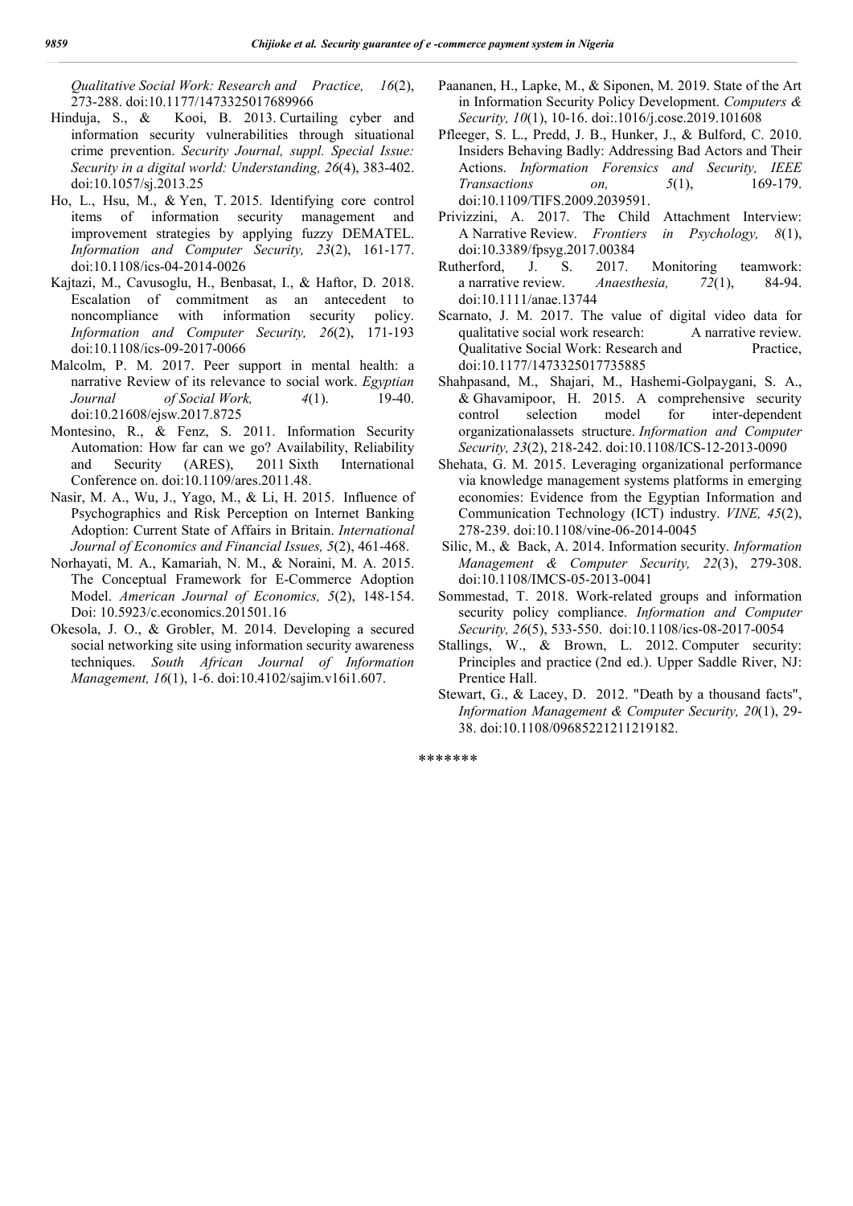*Qualitative Social Work: Research and Practice, 16*(2), 273-288. doi:10.1177/1473325017689966

Hinduja, S., & Kooi, B. 2013. Curtailing cyber and information security vulnerabilities through situational crime prevention. *Security Journal, suppl. Special Issue: Security in a digital world: Understanding, 26*(4), 383-402. doi:10.1057/sj.2013.25

Ho, L., Hsu, M., & Yen, T. 2015. Identifying core control items of information security management and improvement strategies by applying fuzzy DEMATEL. *Information and Computer Security, 23*(2), 161-177. doi:10.1108/ics-04-2014-0026

Kajtazi, M., Cavusoglu, H., Benbasat, I., & Haftor, D. 2018. Escalation of commitment as an antecedent to noncompliance with information security policy. *Information and Computer Security, 26*(2), 171-193 doi:10.1108/ics-09-2017-0066

Malcolm, P. M. 2017. Peer support in mental health: a narrative Review of its relevance to social work. *Egyptian Journal of Social Work, 4*(1). 19-40. doi:10.21608/ejsw.2017.8725

Montesino, R., & Fenz, S. 2011. Information Security Automation: How far can we go? Availability, Reliability and Security (ARES), 2011 Sixth International Conference on. doi:10.1109/ares.2011.48.

Nasir, M. A., Wu, J., Yago, M., & Li, H. 2015. Influence of Psychographics and Risk Perception on Internet Banking Adoption: Current State of Affairs in Britain. *International Journal of Economics and Financial Issues, 5*(2), 461-468.

Norhayati, M. A., Kamariah, N. M., & Noraini, M. A. 2015. The Conceptual Framework for E-Commerce Adoption Model. *American Journal of Economics, 5*(2), 148-154. Doi: 10.5923/c.economics.201501.16

Okesola, J. O., & Grobler, M. 2014. Developing a secured social networking site using information security awareness techniques. *South African Journal of Information Management, 16*(1), 1-6. doi:10.4102/sajim.v16i1.607.

Paananen, H., Lapke, M., & Siponen, M. 2019. State of the Art in Information Security Policy Development. *Computers & Security, 10*(1), 10-16. doi:.1016/j.cose.2019.101608

Pfleeger, S. L., Predd, J. B., Hunker, J., & Bulford, C. 2010. Insiders Behaving Badly: Addressing Bad Actors and Their Actions. *Information Forensics and Security, IEEE Transactions on, 5*(1), 169-179. doi:10.1109/TIFS.2009.2039591.

Privizzini, A. 2017. The Child Attachment Interview: A Narrative Review. *Frontiers in Psychology, 8*(1), doi:10.3389/fpsyg.2017.00384

Rutherford, J. S. 2017. Monitoring teamwork: a narrative review. *Anaesthesia, 72*(1), 84-94. doi:10.1111/anae.13744

Scarnato, J. M. 2017. The value of digital video data for qualitative social work research: A narrative review. Qualitative Social Work: Research and Practice, doi:10.1177/1473325017735885

Shahpasand, M., Shajari, M., Hashemi-Golpaygani, S. A., & Ghavamipoor, H. 2015. A comprehensive security control selection model for inter-dependent organizationalassets structure. *Information and Computer Security, 23*(2), 218-242. doi:10.1108/ICS-12-2013-0090

Shehata, G. M. 2015. Leveraging organizational performance via knowledge management systems platforms in emerging economies: Evidence from the Egyptian Information and Communication Technology (ICT) industry. *VINE, 45*(2), 278-239. doi:10.1108/vine-06-2014-0045

Silic, M., & Back, A. 2014. Information security. *Information Management & Computer Security, 22*(3), 279-308. doi:10.1108/IMCS-05-2013-0041

Sommestad, T. 2018. Work-related groups and information security policy compliance. *Information and Computer Security, 26*(5), 533-550. doi:10.1108/ics-08-2017-0054

Stallings, W., & Brown, L. 2012. Computer security: Principles and practice (2nd ed.). Upper Saddle River, NJ: Prentice Hall.

Stewart, G., & Lacey, D. 2012. "Death by a thousand facts", *Information Management & Computer Security, 20*(1), 29-38. doi:10.1108/09685221211219182.

\*\*\*\*\*\*\*